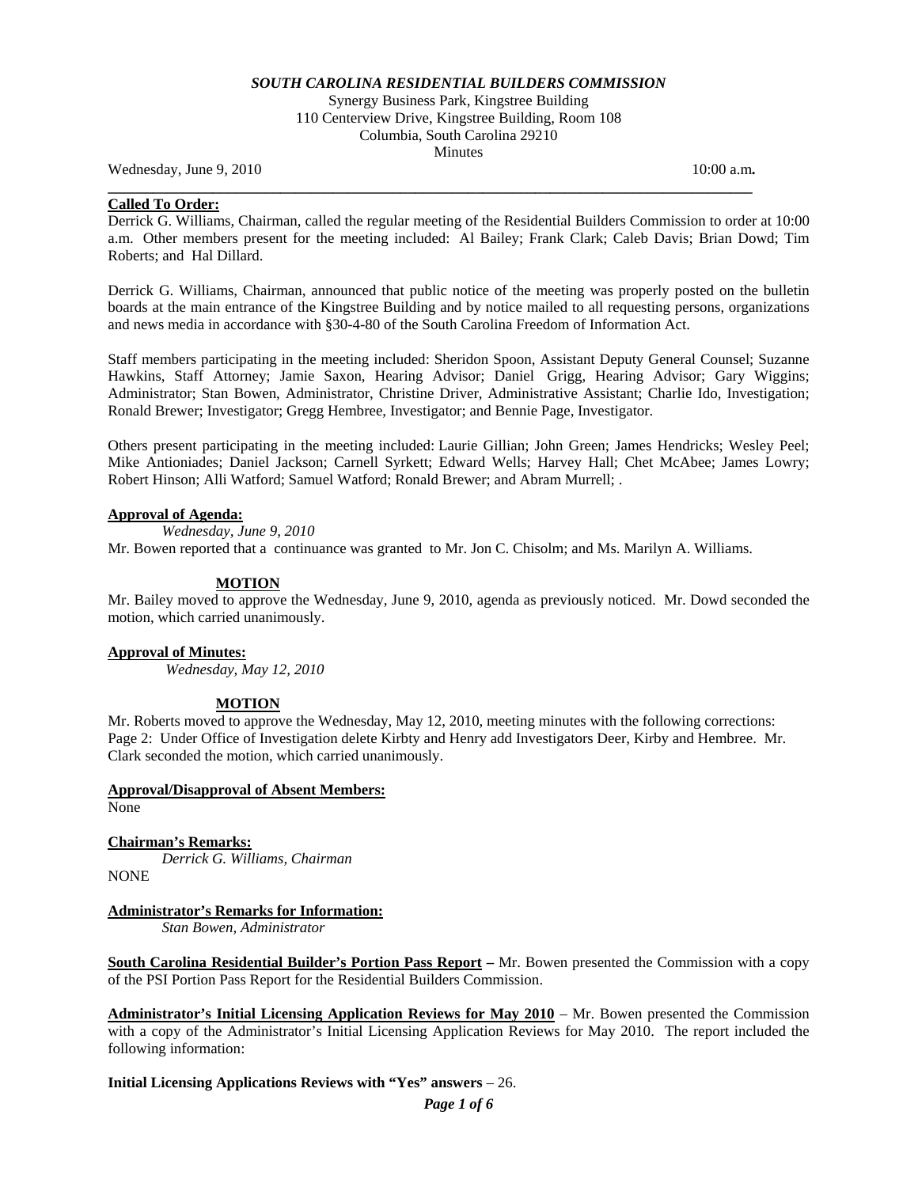***SOUTH CAROLINA RESIDENTIAL BUILDERS COMMISSION***

Synergy Business Park, Kingstree Building
110 Centerview Drive, Kingstree Building, Room 108
Columbia, South Carolina 29210
Minutes

Wednesday, June 9, 2010 10:00 a.m**.**

**Called To Order:**

Derrick G. Williams, Chairman, called the regular meeting of the Residential Builders Commission to order at 10:00 a.m. Other members present for the meeting included: Al Bailey; Frank Clark; Caleb Davis; Brian Dowd; Tim Roberts; and Hal Dillard.

Derrick G. Williams, Chairman, announced that public notice of the meeting was properly posted on the bulletin boards at the main entrance of the Kingstree Building and by notice mailed to all requesting persons, organizations and news media in accordance with §30-4-80 of the South Carolina Freedom of Information Act.

Staff members participating in the meeting included: Sheridon Spoon, Assistant Deputy General Counsel; Suzanne Hawkins, Staff Attorney; Jamie Saxon, Hearing Advisor; Daniel Grigg, Hearing Advisor; Gary Wiggins; Administrator; Stan Bowen, Administrator, Christine Driver, Administrative Assistant; Charlie Ido, Investigation; Ronald Brewer; Investigator; Gregg Hembree, Investigator; and Bennie Page, Investigator.

Others present participating in the meeting included: Laurie Gillian; John Green; James Hendricks; Wesley Peel; Mike Antioniades; Daniel Jackson; Carnell Syrkett; Edward Wells; Harvey Hall; Chet McAbee; James Lowry; Robert Hinson; Alli Watford; Samuel Watford; Ronald Brewer; and Abram Murrell; .

**Approval of Agenda:**

*Wednesday, June 9, 2010*

Mr. Bowen reported that a continuance was granted to Mr. Jon C. Chisolm; and Ms. Marilyn A. Williams.

**MOTION**

Mr. Bailey moved to approve the Wednesday, June 9, 2010, agenda as previously noticed. Mr. Dowd seconded the motion, which carried unanimously.

**Approval of Minutes:**

*Wednesday, May 12, 2010*

**MOTION**

Mr. Roberts moved to approve the Wednesday, May 12, 2010, meeting minutes with the following corrections: Page 2: Under Office of Investigation delete Kirbty and Henry add Investigators Deer, Kirby and Hembree. Mr. Clark seconded the motion, which carried unanimously.

**Approval/Disapproval of Absent Members:**

None

**Chairman's Remarks:**

*Derrick G. Williams, Chairman*

NONE

**Administrator's Remarks for Information:**

*Stan Bowen, Administrator*

**South Carolina Residential Builder's Portion Pass Report –** Mr. Bowen presented the Commission with a copy of the PSI Portion Pass Report for the Residential Builders Commission.

**Administrator's Initial Licensing Application Reviews for May 2010** – Mr. Bowen presented the Commission with a copy of the Administrator's Initial Licensing Application Reviews for May 2010. The report included the following information:

**Initial Licensing Applications Reviews with "Yes" answers** – 26.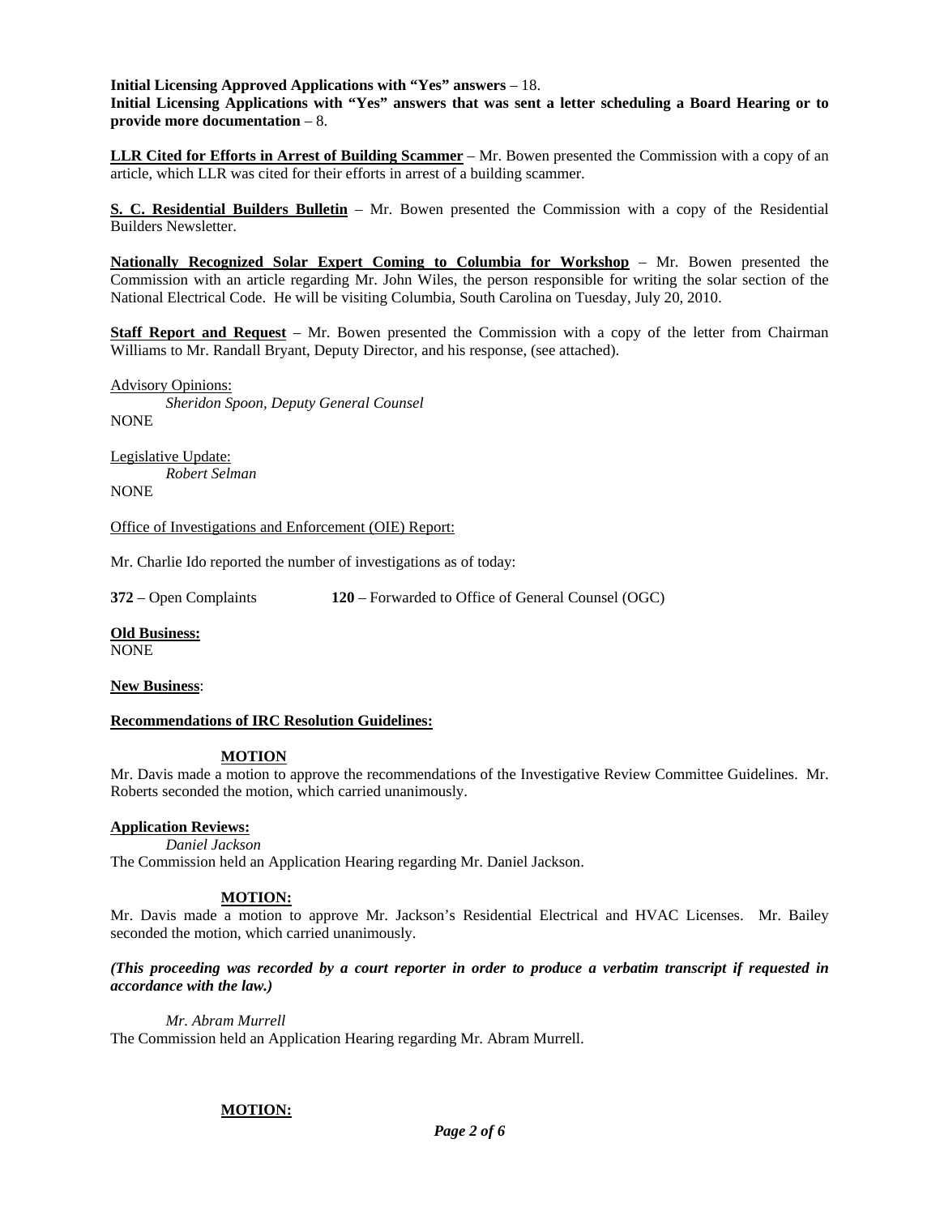**Initial Licensing Approved Applications with "Yes" answers** – 18.
**Initial Licensing Applications with "Yes" answers that was sent a letter scheduling a Board Hearing or to provide more documentation** – 8.

**LLR Cited for Efforts in Arrest of Building Scammer** – Mr. Bowen presented the Commission with a copy of an article, which LLR was cited for their efforts in arrest of a building scammer.

**S. C. Residential Builders Bulletin** – Mr. Bowen presented the Commission with a copy of the Residential Builders Newsletter.

**Nationally Recognized Solar Expert Coming to Columbia for Workshop** – Mr. Bowen presented the Commission with an article regarding Mr. John Wiles, the person responsible for writing the solar section of the National Electrical Code. He will be visiting Columbia, South Carolina on Tuesday, July 20, 2010.

**Staff Report and Request** – Mr. Bowen presented the Commission with a copy of the letter from Chairman Williams to Mr. Randall Bryant, Deputy Director, and his response, (see attached).

Advisory Opinions:
*Sheridon Spoon, Deputy General Counsel*
NONE

Legislative Update:
*Robert Selman*
NONE

Office of Investigations and Enforcement (OIE) Report:

Mr. Charlie Ido reported the number of investigations as of today:

**372** – Open Complaints **120** – Forwarded to Office of General Counsel (OGC)

**Old Business:**
NONE

**New Business**:

**Recommendations of IRC Resolution Guidelines:**

**MOTION**
Mr. Davis made a motion to approve the recommendations of the Investigative Review Committee Guidelines. Mr. Roberts seconded the motion, which carried unanimously.

**Application Reviews:**
*Daniel Jackson*
The Commission held an Application Hearing regarding Mr. Daniel Jackson.

**MOTION:**
Mr. Davis made a motion to approve Mr. Jackson's Residential Electrical and HVAC Licenses. Mr. Bailey seconded the motion, which carried unanimously.

***(This proceeding was recorded by a court reporter in order to produce a verbatim transcript if requested in accordance with the law.)***

*Mr. Abram Murrell*
The Commission held an Application Hearing regarding Mr. Abram Murrell.

**MOTION:**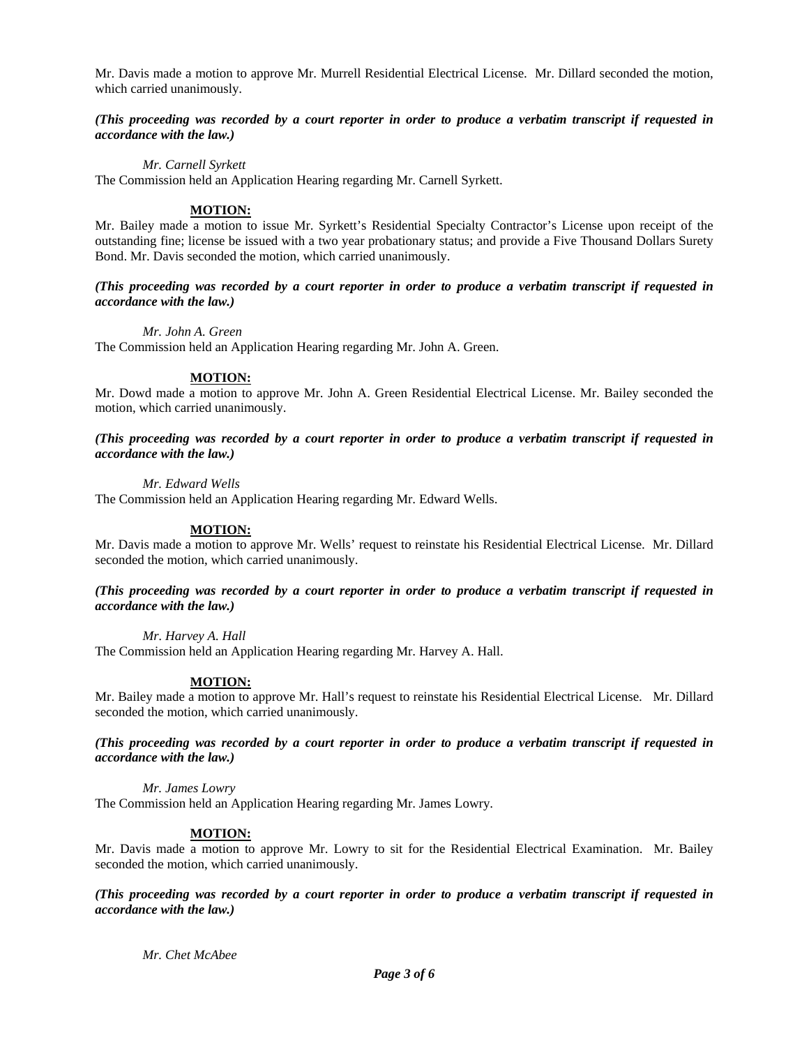Mr. Davis made a motion to approve Mr. Murrell Residential Electrical License. Mr. Dillard seconded the motion, which carried unanimously.

***(This proceeding was recorded by a court reporter in order to produce a verbatim transcript if requested in accordance with the law.)***

*Mr. Carnell Syrkett*

The Commission held an Application Hearing regarding Mr. Carnell Syrkett.

**MOTION:**

Mr. Bailey made a motion to issue Mr. Syrkett's Residential Specialty Contractor's License upon receipt of the outstanding fine; license be issued with a two year probationary status; and provide a Five Thousand Dollars Surety Bond. Mr. Davis seconded the motion, which carried unanimously.

***(This proceeding was recorded by a court reporter in order to produce a verbatim transcript if requested in accordance with the law.)***

*Mr. John A. Green*

The Commission held an Application Hearing regarding Mr. John A. Green.

**MOTION:**

Mr. Dowd made a motion to approve Mr. John A. Green Residential Electrical License. Mr. Bailey seconded the motion, which carried unanimously.

***(This proceeding was recorded by a court reporter in order to produce a verbatim transcript if requested in accordance with the law.)***

*Mr. Edward Wells*

The Commission held an Application Hearing regarding Mr. Edward Wells.

**MOTION:**

Mr. Davis made a motion to approve Mr. Wells' request to reinstate his Residential Electrical License. Mr. Dillard seconded the motion, which carried unanimously.

***(This proceeding was recorded by a court reporter in order to produce a verbatim transcript if requested in accordance with the law.)***

*Mr. Harvey A. Hall*

The Commission held an Application Hearing regarding Mr. Harvey A. Hall.

**MOTION:**

Mr. Bailey made a motion to approve Mr. Hall's request to reinstate his Residential Electrical License. Mr. Dillard seconded the motion, which carried unanimously.

***(This proceeding was recorded by a court reporter in order to produce a verbatim transcript if requested in accordance with the law.)***

*Mr. James Lowry*

The Commission held an Application Hearing regarding Mr. James Lowry.

**MOTION:**

Mr. Davis made a motion to approve Mr. Lowry to sit for the Residential Electrical Examination. Mr. Bailey seconded the motion, which carried unanimously.

***(This proceeding was recorded by a court reporter in order to produce a verbatim transcript if requested in accordance with the law.)***

*Mr. Chet McAbee*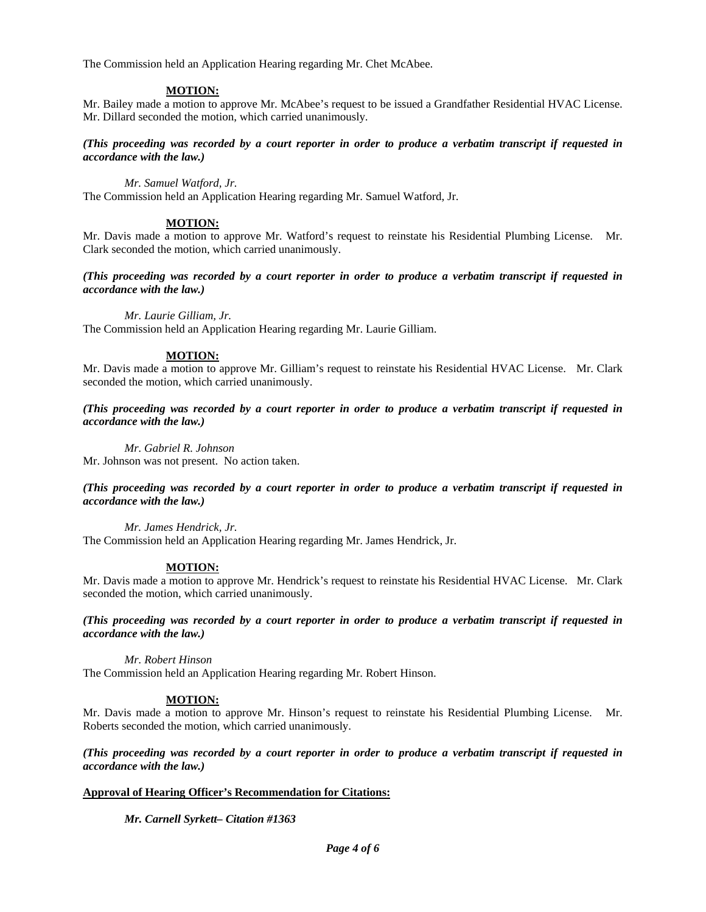The Commission held an Application Hearing regarding Mr. Chet McAbee.

**MOTION:**

Mr. Bailey made a motion to approve Mr. McAbee's request to be issued a Grandfather Residential HVAC License. Mr. Dillard seconded the motion, which carried unanimously.

***(This proceeding was recorded by a court reporter in order to produce a verbatim transcript if requested in accordance with the law.)***

*Mr. Samuel Watford, Jr.*

The Commission held an Application Hearing regarding Mr. Samuel Watford, Jr.

**MOTION:**

Mr. Davis made a motion to approve Mr. Watford's request to reinstate his Residential Plumbing License. Mr. Clark seconded the motion, which carried unanimously.

***(This proceeding was recorded by a court reporter in order to produce a verbatim transcript if requested in accordance with the law.)***

*Mr. Laurie Gilliam, Jr.*

The Commission held an Application Hearing regarding Mr. Laurie Gilliam.

**MOTION:**

Mr. Davis made a motion to approve Mr. Gilliam's request to reinstate his Residential HVAC License. Mr. Clark seconded the motion, which carried unanimously.

***(This proceeding was recorded by a court reporter in order to produce a verbatim transcript if requested in accordance with the law.)***

*Mr. Gabriel R. Johnson*

Mr. Johnson was not present. No action taken.

***(This proceeding was recorded by a court reporter in order to produce a verbatim transcript if requested in accordance with the law.)***

*Mr. James Hendrick, Jr.*

The Commission held an Application Hearing regarding Mr. James Hendrick, Jr.

**MOTION:**

Mr. Davis made a motion to approve Mr. Hendrick's request to reinstate his Residential HVAC License. Mr. Clark seconded the motion, which carried unanimously.

***(This proceeding was recorded by a court reporter in order to produce a verbatim transcript if requested in accordance with the law.)***

*Mr. Robert Hinson*

The Commission held an Application Hearing regarding Mr. Robert Hinson.

**MOTION:**

Mr. Davis made a motion to approve Mr. Hinson's request to reinstate his Residential Plumbing License. Mr. Roberts seconded the motion, which carried unanimously.

***(This proceeding was recorded by a court reporter in order to produce a verbatim transcript if requested in accordance with the law.)***

**Approval of Hearing Officer's Recommendation for Citations:**

***Mr. Carnell Syrkett– Citation #1363***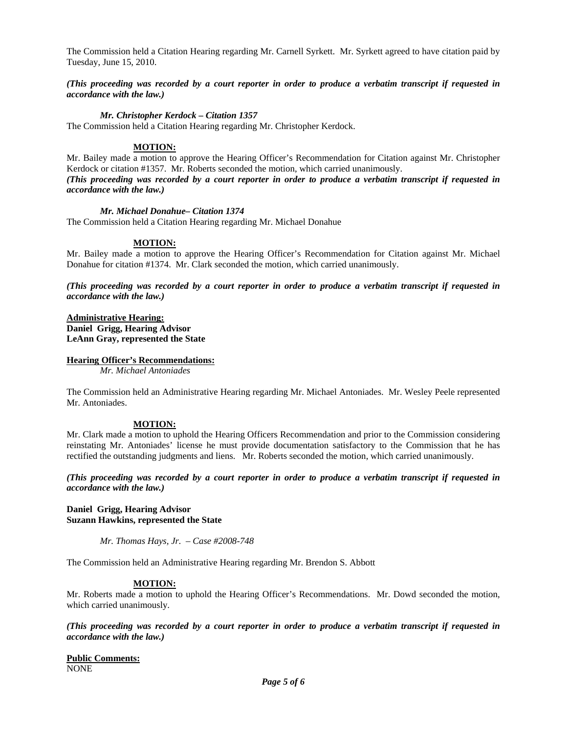The Commission held a Citation Hearing regarding Mr. Carnell Syrkett. Mr. Syrkett agreed to have citation paid by Tuesday, June 15, 2010.

***(This proceeding was recorded by a court reporter in order to produce a verbatim transcript if requested in accordance with the law.)***

***Mr. Christopher Kerdock – Citation 1357***

The Commission held a Citation Hearing regarding Mr. Christopher Kerdock.

**MOTION:**

Mr. Bailey made a motion to approve the Hearing Officer's Recommendation for Citation against Mr. Christopher Kerdock or citation #1357. Mr. Roberts seconded the motion, which carried unanimously.

***(This proceeding was recorded by a court reporter in order to produce a verbatim transcript if requested in accordance with the law.)***

***Mr. Michael Donahue– Citation 1374***

The Commission held a Citation Hearing regarding Mr. Michael Donahue

**MOTION:**

Mr. Bailey made a motion to approve the Hearing Officer's Recommendation for Citation against Mr. Michael Donahue for citation #1374. Mr. Clark seconded the motion, which carried unanimously.

***(This proceeding was recorded by a court reporter in order to produce a verbatim transcript if requested in accordance with the law.)***

**Administrative Hearing:**
**Daniel Grigg, Hearing Advisor**
**LeAnn Gray, represented the State**

**Hearing Officer's Recommendations:**

*Mr. Michael Antoniades*

The Commission held an Administrative Hearing regarding Mr. Michael Antoniades. Mr. Wesley Peele represented Mr. Antoniades.

**MOTION:**

Mr. Clark made a motion to uphold the Hearing Officers Recommendation and prior to the Commission considering reinstating Mr. Antoniades' license he must provide documentation satisfactory to the Commission that he has rectified the outstanding judgments and liens. Mr. Roberts seconded the motion, which carried unanimously.

***(This proceeding was recorded by a court reporter in order to produce a verbatim transcript if requested in accordance with the law.)***

**Daniel Grigg, Hearing Advisor**
**Suzann Hawkins, represented the State**

*Mr. Thomas Hays, Jr. – Case #2008-748*

The Commission held an Administrative Hearing regarding Mr. Brendon S. Abbott

**MOTION:**

Mr. Roberts made a motion to uphold the Hearing Officer's Recommendations. Mr. Dowd seconded the motion, which carried unanimously.

***(This proceeding was recorded by a court reporter in order to produce a verbatim transcript if requested in accordance with the law.)***

**Public Comments:**

NONE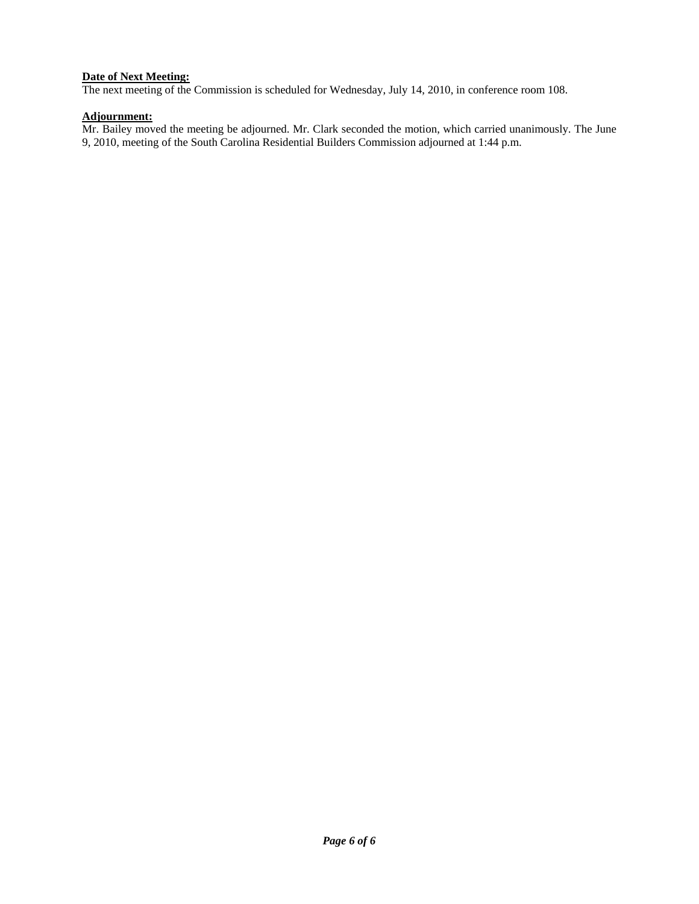**Date of Next Meeting:**

The next meeting of the Commission is scheduled for Wednesday, July 14, 2010, in conference room 108.

**Adjournment:**

Mr. Bailey moved the meeting be adjourned. Mr. Clark seconded the motion, which carried unanimously. The June 9, 2010, meeting of the South Carolina Residential Builders Commission adjourned at 1:44 p.m.